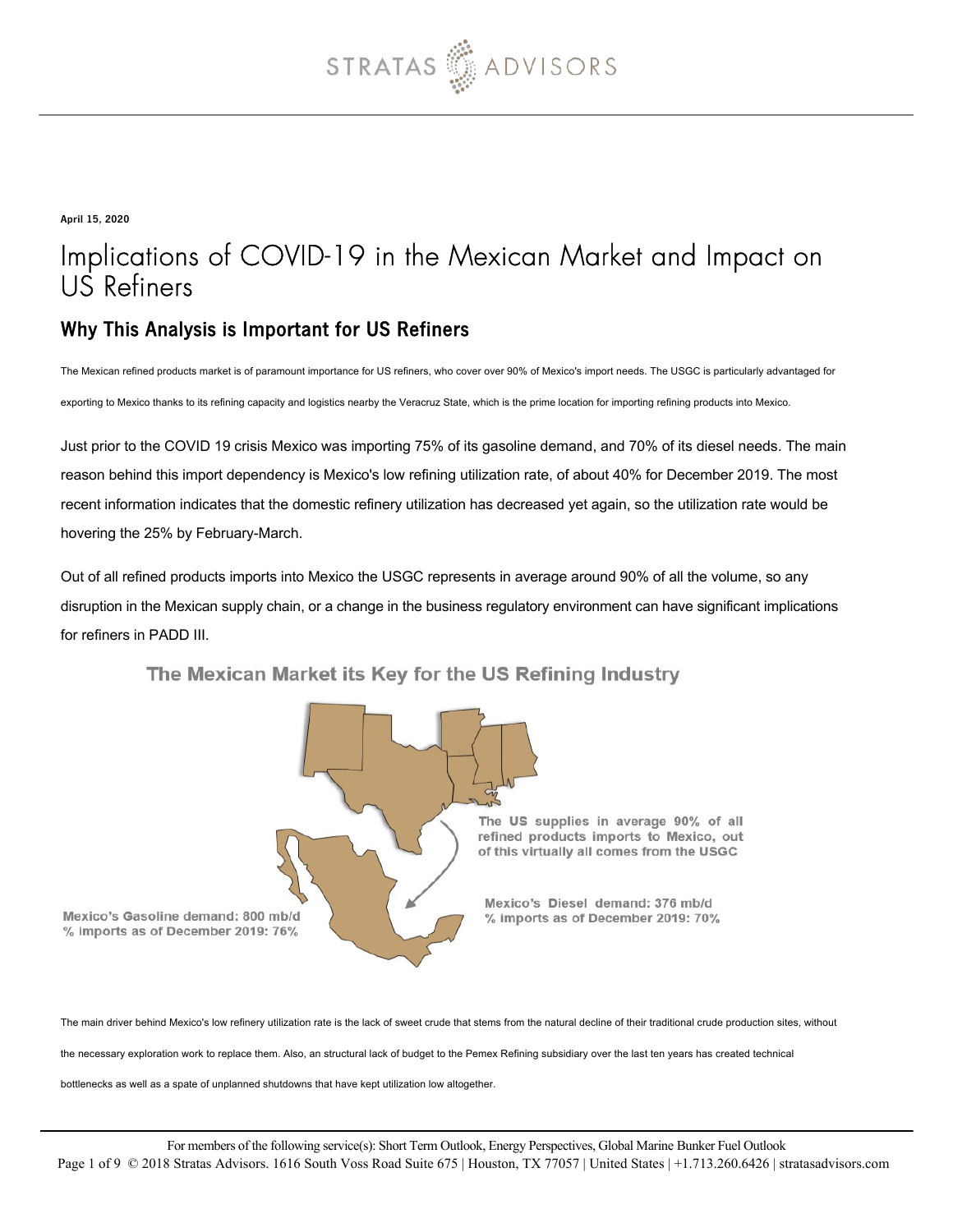April 15, 2020

# Implications of COVID-19 in the Mexican Market and Impact on US Refiners

## Why This Analysis is Important for US Refiners

The Mexican refined products market is of paramount importance for US refiners, who cover over 90% of Mexico's import needs. The USGC is particularly advantaged for exporting to Mexico thanks to its refining capacity and logistics nearby the Veracruz State, which is the prime location for importing refining products into Mexico.

Just prior to the COVID 19 crisis Mexico was importing 75% of its gasoline demand, and 70% of its diesel needs. The main reason behind this import dependency is Mexico's low refining utilization rate, of about 40% for December 2019. The most recent information indicates that the domestic refinery utilization has decreased yet again, so the utilization rate would be hovering the 25% by February-March.

Out of all refined products imports into Mexico the USGC represents in average around 90% of all the volume, so any disruption in the Mexican supply chain, or a change in the business regulatory environment can have significant implications for refiners in PADD III.

The Mexican Market its Key for the US Refining Industry

The US supplies in average 90% of all refined products imports to Mexico, out of this virtually all comes from the USGC

Mexico's Diesel demand: 376 mb/d
% imports as of December 2019: 70%

Mexico's Gasoline demand: 800 mb/d
% imports as of December 2019: 76%

The main driver behind Mexico's low refinery utilization rate is the lack of sweet crude that stems from the natural decline of their traditional crude production sites, without the necessary exploration work to replace them. Also, an structural lack of budget to the Pemex Refining subsidiary over the last ten years has created technical bottlenecks as well as a spate of unplanned shutdowns that have kept utilization low altogether.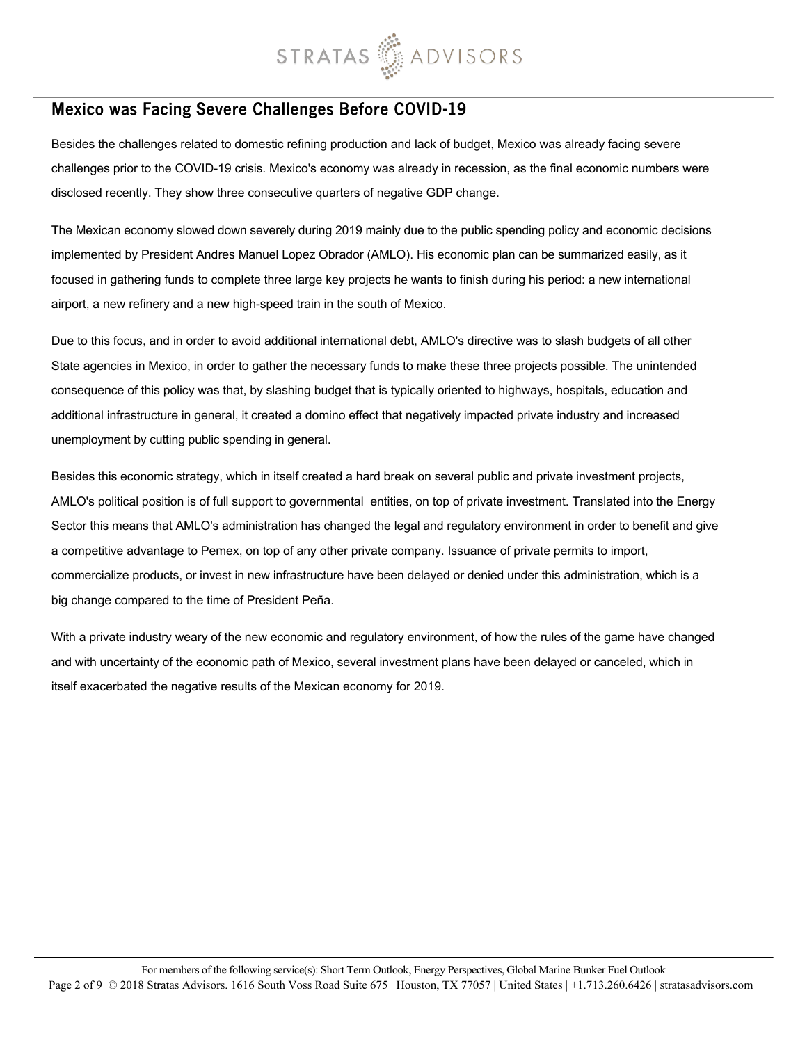## Mexico was Facing Severe Challenges Before COVID-19

Besides the challenges related to domestic refining production and lack of budget, Mexico was already facing severe challenges prior to the COVID-19 crisis. Mexico's economy was already in recession, as the final economic numbers were disclosed recently. They show three consecutive quarters of negative GDP change.

The Mexican economy slowed down severely during 2019 mainly due to the public spending policy and economic decisions implemented by President Andres Manuel Lopez Obrador (AMLO). His economic plan can be summarized easily, as it focused in gathering funds to complete three large key projects he wants to finish during his period: a new international airport, a new refinery and a new high-speed train in the south of Mexico.

Due to this focus, and in order to avoid additional international debt, AMLO's directive was to slash budgets of all other State agencies in Mexico, in order to gather the necessary funds to make these three projects possible. The unintended consequence of this policy was that, by slashing budget that is typically oriented to highways, hospitals, education and additional infrastructure in general, it created a domino effect that negatively impacted private industry and increased unemployment by cutting public spending in general.

Besides this economic strategy, which in itself created a hard break on several public and private investment projects, AMLO's political position is of full support to governmental entities, on top of private investment. Translated into the Energy Sector this means that AMLO's administration has changed the legal and regulatory environment in order to benefit and give a competitive advantage to Pemex, on top of any other private company. Issuance of private permits to import, commercialize products, or invest in new infrastructure have been delayed or denied under this administration, which is a big change compared to the time of President Peña.

With a private industry weary of the new economic and regulatory environment, of how the rules of the game have changed and with uncertainty of the economic path of Mexico, several investment plans have been delayed or canceled, which in itself exacerbated the negative results of the Mexican economy for 2019.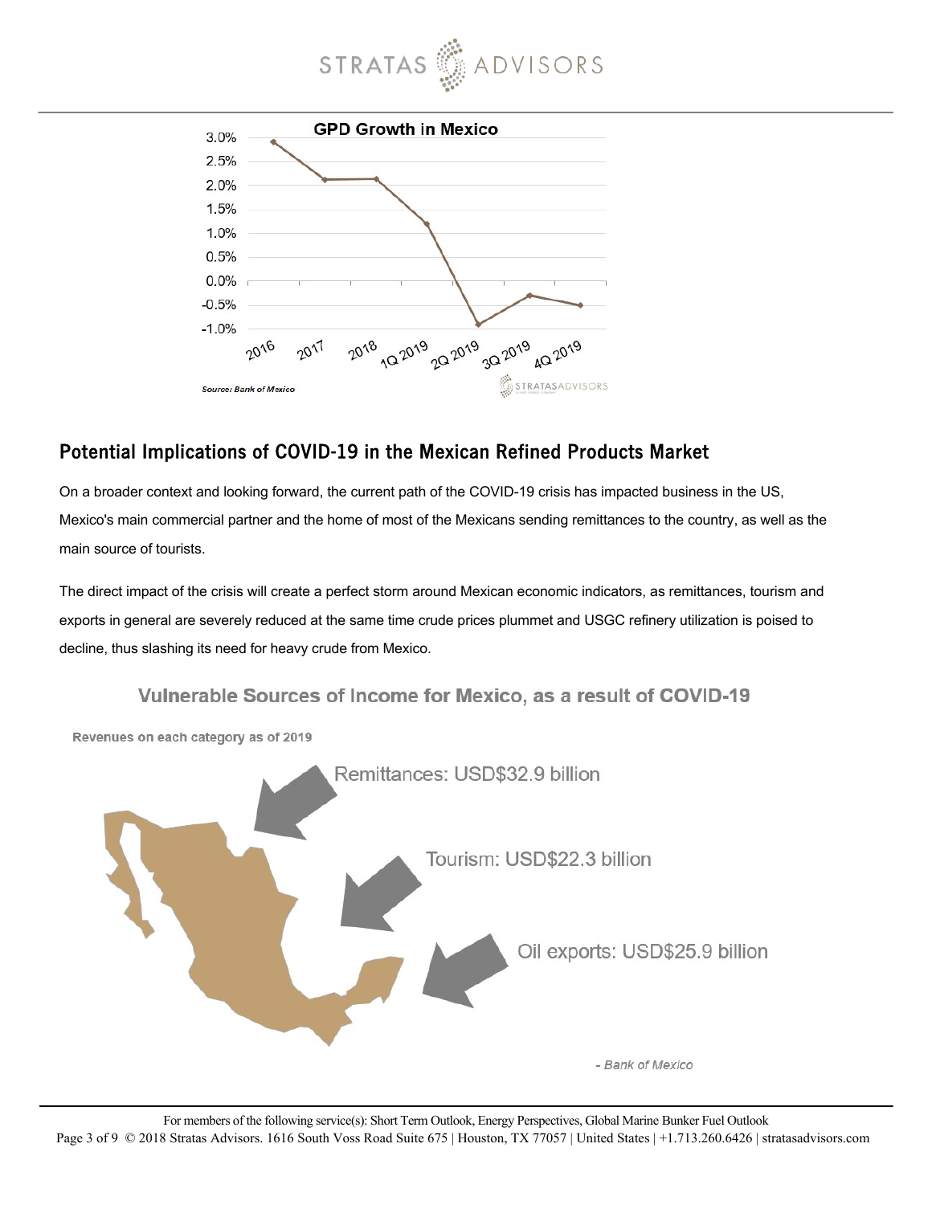**GPD Growth in Mexico**

3.0%
2.5%
2.0%
1.5%
1.0%
0.5%
0.0%
-0.5%
-1.0%

2016 2017 2018 1Q 2019 2Q 2019 3Q 2019 4Q 2019

*Source: Bank of Mexico*

STRATASADVISORS

## Potential Implications of COVID-19 in the Mexican Refined Products Market

On a broader context and looking forward, the current path of the COVID-19 crisis has impacted business in the US, Mexico's main commercial partner and the home of most of the Mexicans sending remittances to the country, as well as the main source of tourists.

The direct impact of the crisis will create a perfect storm around Mexican economic indicators, as remittances, tourism and exports in general are severely reduced at the same time crude prices plummet and USGC refinery utilization is poised to decline, thus slashing its need for heavy crude from Mexico.

**Vulnerable Sources of Income for Mexico, as a result of COVID-19**

**Revenues on each category as of 2019**

Remittances: USD$32.9 billion

Tourism: USD$22.3 billion

Oil exports: USD$25.9 billion

*- Bank of Mexico*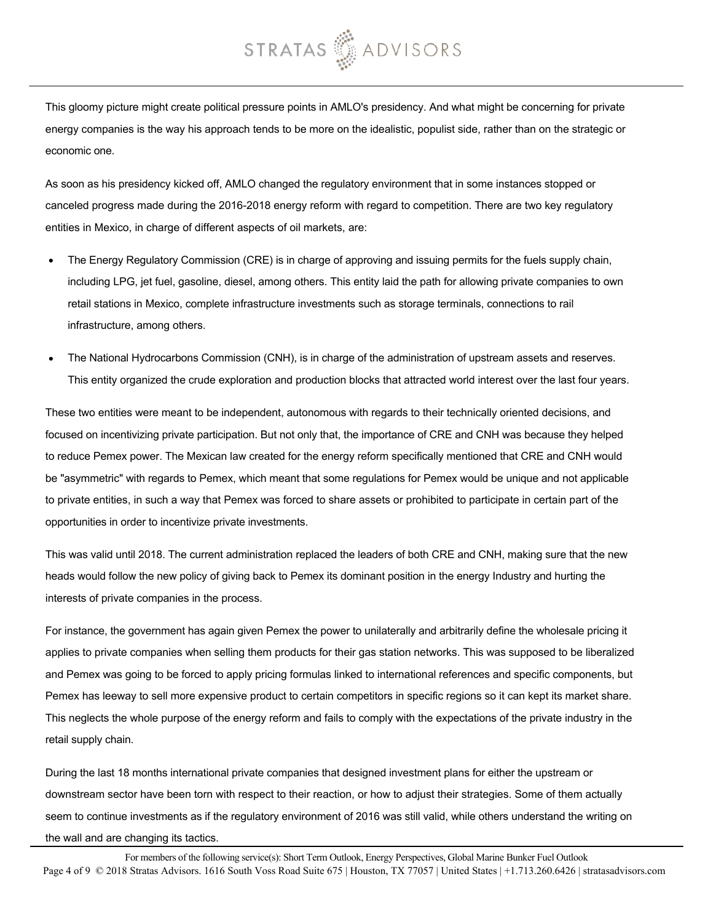This gloomy picture might create political pressure points in AMLO's presidency. And what might be concerning for private energy companies is the way his approach tends to be more on the idealistic, populist side, rather than on the strategic or economic one.

As soon as his presidency kicked off, AMLO changed the regulatory environment that in some instances stopped or canceled progress made during the 2016-2018 energy reform with regard to competition. There are two key regulatory entities in Mexico, in charge of different aspects of oil markets, are:

- The Energy Regulatory Commission (CRE) is in charge of approving and issuing permits for the fuels supply chain, including LPG, jet fuel, gasoline, diesel, among others. This entity laid the path for allowing private companies to own retail stations in Mexico, complete infrastructure investments such as storage terminals, connections to rail infrastructure, among others.
- The National Hydrocarbons Commission (CNH), is in charge of the administration of upstream assets and reserves. This entity organized the crude exploration and production blocks that attracted world interest over the last four years.

These two entities were meant to be independent, autonomous with regards to their technically oriented decisions, and focused on incentivizing private participation. But not only that, the importance of CRE and CNH was because they helped to reduce Pemex power. The Mexican law created for the energy reform specifically mentioned that CRE and CNH would be "asymmetric" with regards to Pemex, which meant that some regulations for Pemex would be unique and not applicable to private entities, in such a way that Pemex was forced to share assets or prohibited to participate in certain part of the opportunities in order to incentivize private investments.

This was valid until 2018. The current administration replaced the leaders of both CRE and CNH, making sure that the new heads would follow the new policy of giving back to Pemex its dominant position in the energy Industry and hurting the interests of private companies in the process.

For instance, the government has again given Pemex the power to unilaterally and arbitrarily define the wholesale pricing it applies to private companies when selling them products for their gas station networks. This was supposed to be liberalized and Pemex was going to be forced to apply pricing formulas linked to international references and specific components, but Pemex has leeway to sell more expensive product to certain competitors in specific regions so it can kept its market share. This neglects the whole purpose of the energy reform and fails to comply with the expectations of the private industry in the retail supply chain.

During the last 18 months international private companies that designed investment plans for either the upstream or downstream sector have been torn with respect to their reaction, or how to adjust their strategies. Some of them actually seem to continue investments as if the regulatory environment of 2016 was still valid, while others understand the writing on the wall and are changing its tactics.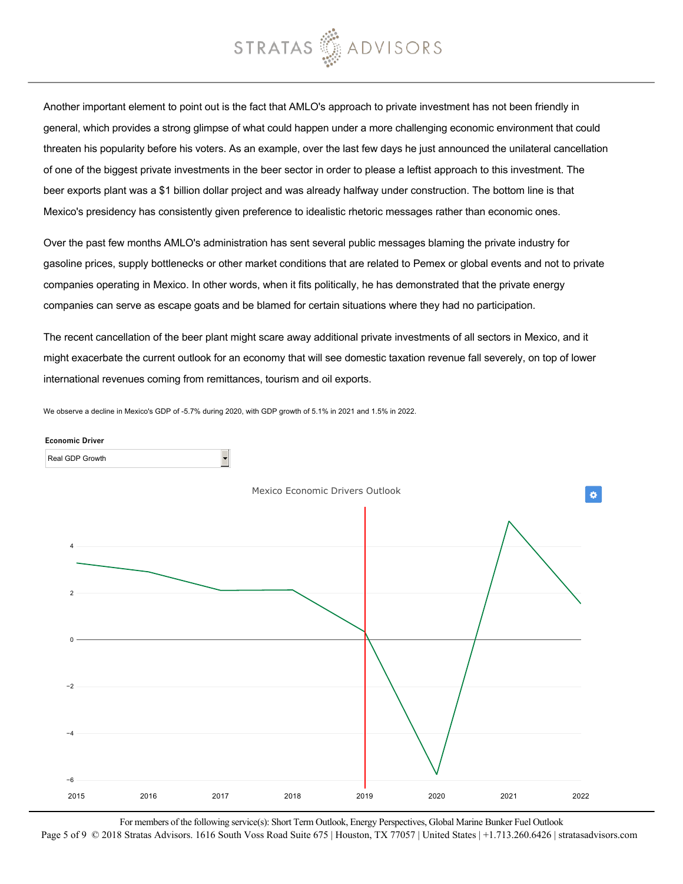Another important element to point out is the fact that AMLO's approach to private investment has not been friendly in general, which provides a strong glimpse of what could happen under a more challenging economic environment that could threaten his popularity before his voters. As an example, over the last few days he just announced the unilateral cancellation of one of the biggest private investments in the beer sector in order to please a leftist approach to this investment. The beer exports plant was a $1 billion dollar project and was already halfway under construction. The bottom line is that Mexico's presidency has consistently given preference to idealistic rhetoric messages rather than economic ones.

Over the past few months AMLO's administration has sent several public messages blaming the private industry for gasoline prices, supply bottlenecks or other market conditions that are related to Pemex or global events and not to private companies operating in Mexico. In other words, when it fits politically, he has demonstrated that the private energy companies can serve as escape goats and be blamed for certain situations where they had no participation.

The recent cancellation of the beer plant might scare away additional private investments of all sectors in Mexico, and it might exacerbate the current outlook for an economy that will see domestic taxation revenue fall severely, on top of lower international revenues coming from remittances, tourism and oil exports.

We observe a decline in Mexico's GDP of -5.7% during 2020, with GDP growth of 5.1% in 2021 and 1.5% in 2022.

**Economic Driver**

Real GDP Growth

Mexico Economic Drivers Outlook

4
2
0
−2
−4
−6

2015 2016 2017 2018 2019 2020 2021 2022

For members of the following service(s): Short Term Outlook, Energy Perspectives, Global Marine Bunker Fuel Outlook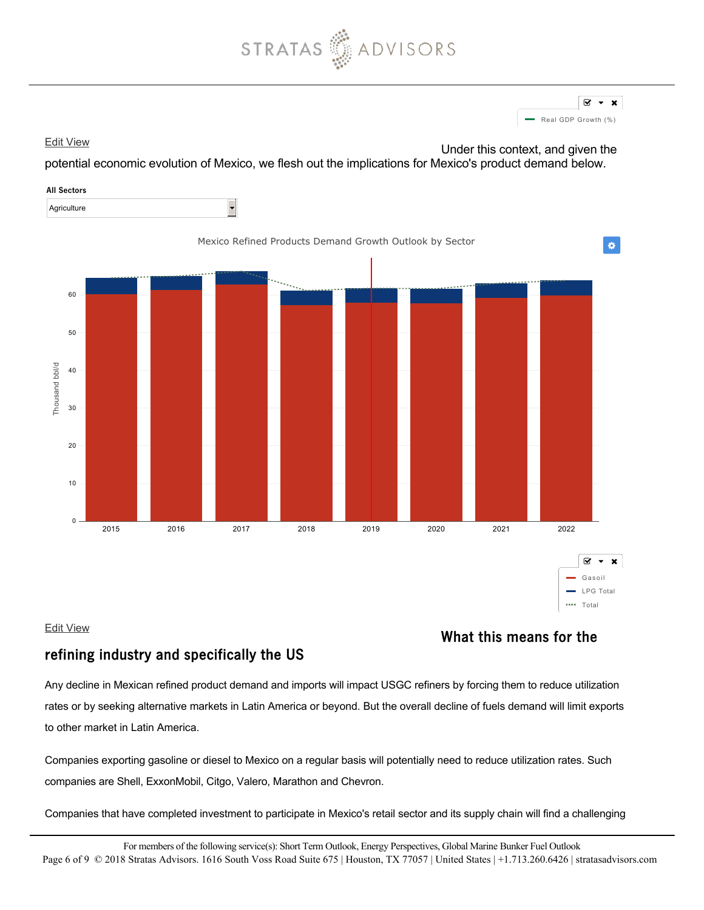Real GDP Growth (%)

Edit View

Under this context, and given the potential economic evolution of Mexico, we flesh out the implications for Mexico's product demand below.

**All Sectors**

Agriculture

Mexico Refined Products Demand Growth Outlook by Sector

Thousand bbl/d

0
10
20
30
40
50
60

2015
2016
2017
2018
2019
2020
2021
2022

Gasoil
LPG Total
Total

Edit View

## What this means for the refining industry and specifically the US

Any decline in Mexican refined product demand and imports will impact USGC refiners by forcing them to reduce utilization rates or by seeking alternative markets in Latin America or beyond. But the overall decline of fuels demand will limit exports to other market in Latin America.

Companies exporting gasoline or diesel to Mexico on a regular basis will potentially need to reduce utilization rates. Such companies are Shell, ExxonMobil, Citgo, Valero, Marathon and Chevron.

Companies that have completed investment to participate in Mexico's retail sector and its supply chain will find a challenging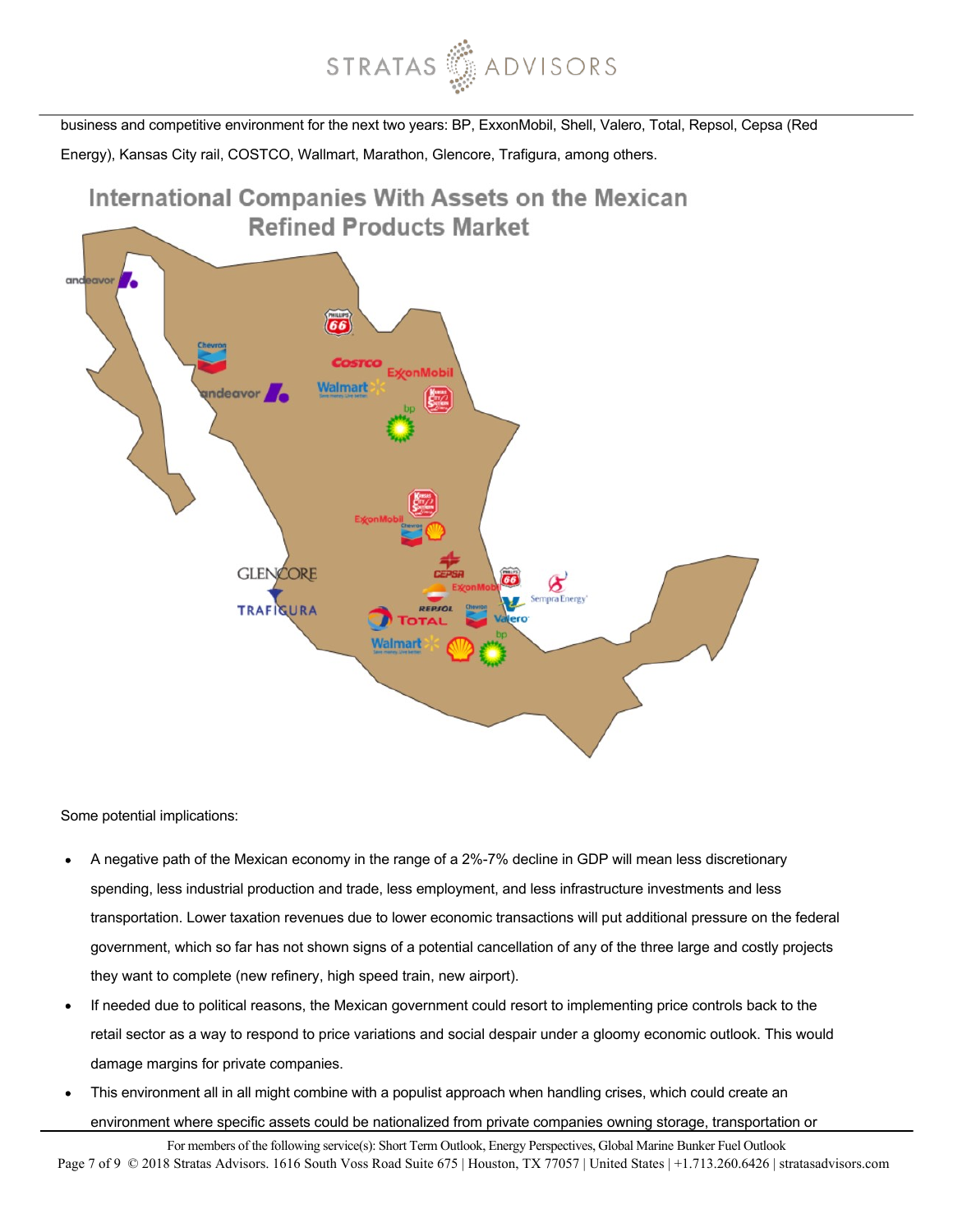business and competitive environment for the next two years: BP, ExxonMobil, Shell, Valero, Total, Repsol, Cepsa (Red Energy), Kansas City rail, COSTCO, Wallmart, Marathon, Glencore, Trafigura, among others.

International Companies With Assets on the Mexican Refined Products Market

andeavor
Phillips 66
Chevron
Costco
ExxonMobil
Walmart
andeavor
Kansas City Southern
bp
Kansas City Southern
ExxonMobil
Chevron
Shell
GLENCORE
TRAFIGURA
CEPSA
Phillips 66
Sempra Energy
ExxonMobil
Repsol
Chevron
Valero
Total
Walmart
Shell
bp

Some potential implications:

- A negative path of the Mexican economy in the range of a 2%-7% decline in GDP will mean less discretionary spending, less industrial production and trade, less employment, and less infrastructure investments and less transportation. Lower taxation revenues due to lower economic transactions will put additional pressure on the federal government, which so far has not shown signs of a potential cancellation of any of the three large and costly projects they want to complete (new refinery, high speed train, new airport).
- If needed due to political reasons, the Mexican government could resort to implementing price controls back to the retail sector as a way to respond to price variations and social despair under a gloomy economic outlook. This would damage margins for private companies.
- This environment all in all might combine with a populist approach when handling crises, which could create an environment where specific assets could be nationalized from private companies owning storage, transportation or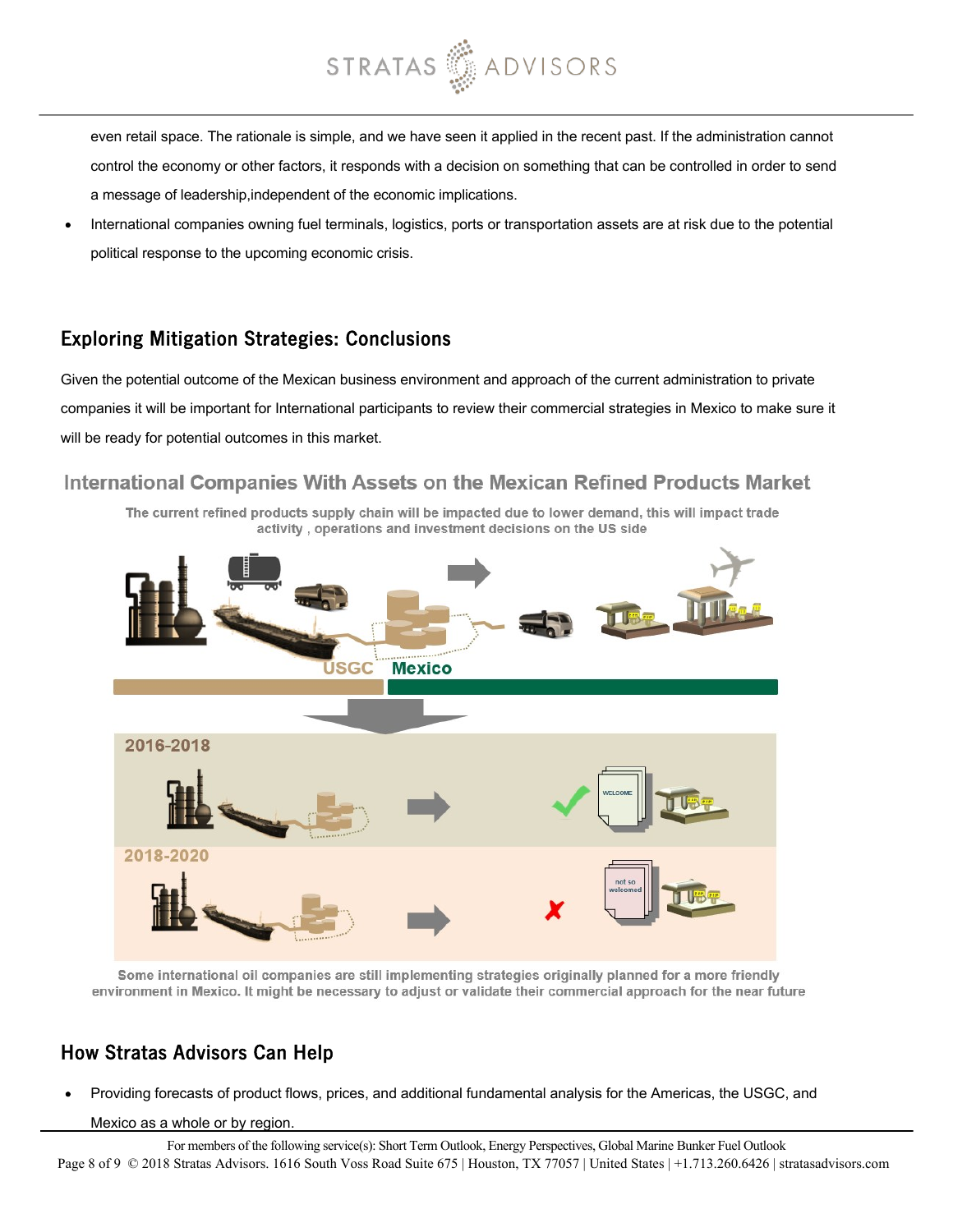even retail space. The rationale is simple, and we have seen it applied in the recent past. If the administration cannot control the economy or other factors, it responds with a decision on something that can be controlled in order to send a message of leadership,independent of the economic implications.

- International companies owning fuel terminals, logistics, ports or transportation assets are at risk due to the potential political response to the upcoming economic crisis.

## Exploring Mitigation Strategies: Conclusions

Given the potential outcome of the Mexican business environment and approach of the current administration to private companies it will be important for International participants to review their commercial strategies in Mexico to make sure it will be ready for potential outcomes in this market.

### International Companies With Assets on the Mexican Refined Products Market

The current refined products supply chain will be impacted due to lower demand, this will impact trade activity , operations and investment decisions on the US side

USGC

Mexico

2016-2018

WELCOME

2018-2020

not so welcomed

Some international oil companies are still implementing strategies originally planned for a more friendly environment in Mexico. It might be necessary to adjust or validate their commercial approach for the near future

## How Stratas Advisors Can Help

- Providing forecasts of product flows, prices, and additional fundamental analysis for the Americas, the USGC, and Mexico as a whole or by region.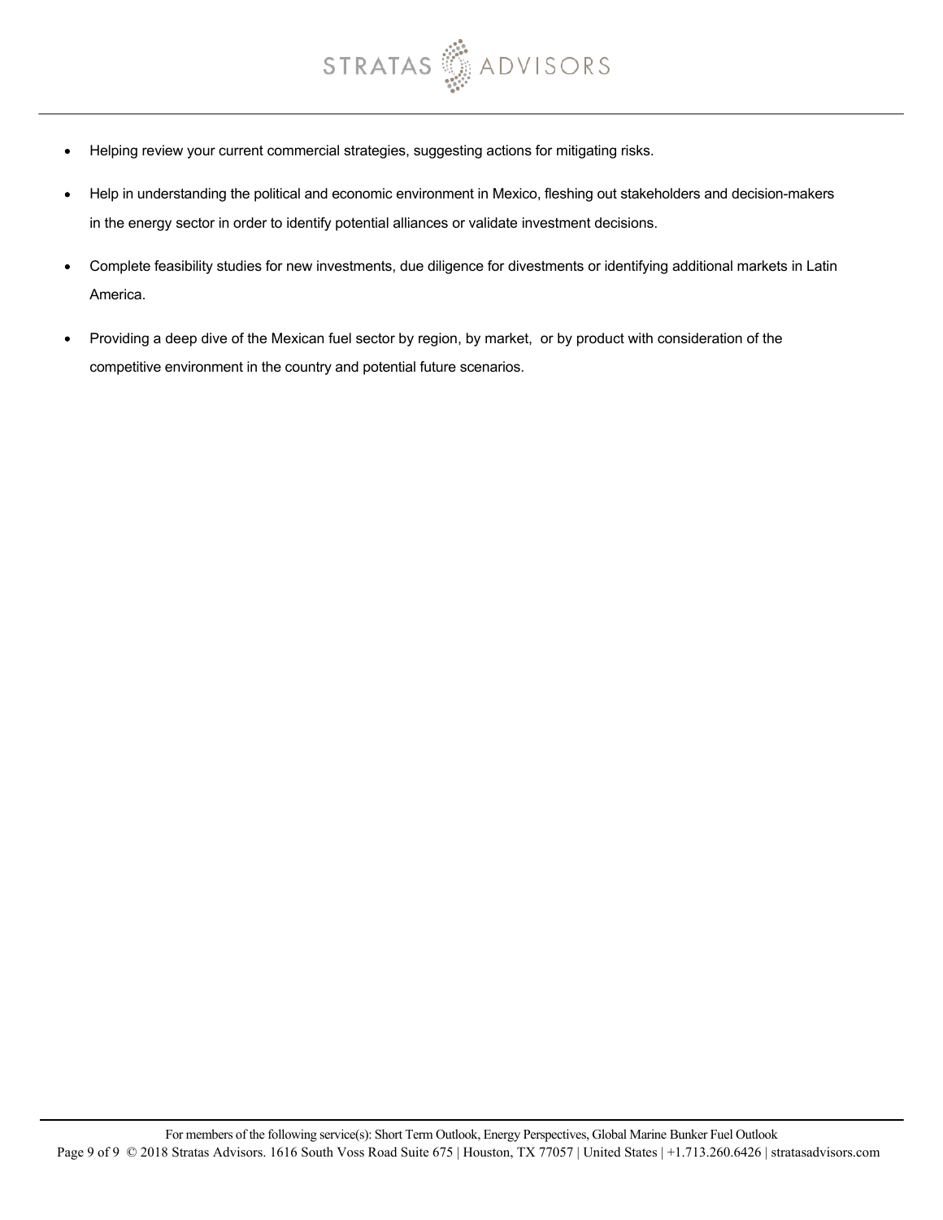- Helping review your current commercial strategies, suggesting actions for mitigating risks.
- Help in understanding the political and economic environment in Mexico, fleshing out stakeholders and decision-makers in the energy sector in order to identify potential alliances or validate investment decisions.
- Complete feasibility studies for new investments, due diligence for divestments or identifying additional markets in Latin America.
- Providing a deep dive of the Mexican fuel sector by region, by market,  or by product with consideration of the competitive environment in the country and potential future scenarios.